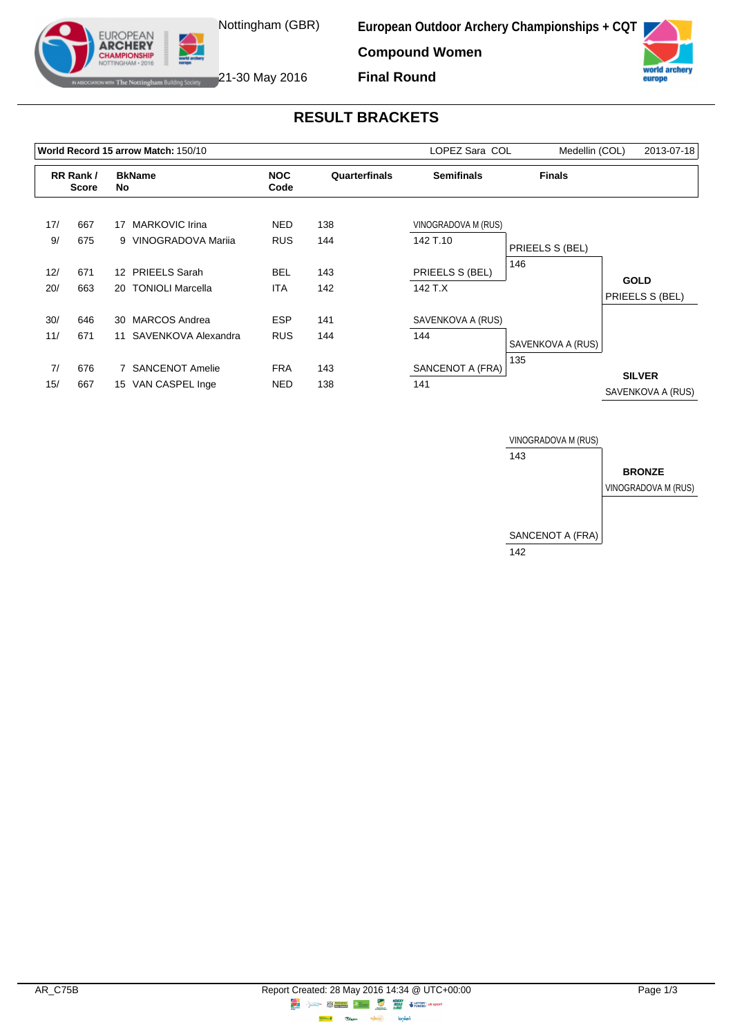Nottingham (GBR)

21-30 May 2016

**European Outdoor Archery Championships + CQT**

**Compound Women**

**Final Round**

## RESULT BRACKETS

| **World Record 15 arrow Match:** 150/10 | LOPEZ Sara COL | Medellin (COL) | 2013-07-18 |
|---|---|---|---|

| RR Rank / Score | | BkNo | Name | NOC Code | Quarterfinals | Semifinals | Finals |
|---|---|---|---|---|---|---|---|
| 17/ | 667 | 17 | MARKOVIC Irina | NED | 138 | VINOGRADOVA M (RUS) | |
| 9/ | 675 | 9 | VINOGRADOVA Mariia | RUS | 144 | 142 T.10 | PRIEELS S (BEL) |
| 12/ | 671 | 12 | PRIEELS Sarah | BEL | 143 | PRIEELS S (BEL) | 146 |
| 20/ | 663 | 20 | TONIOLI Marcella | ITA | 142 | 142 T.X | |
| 30/ | 646 | 30 | MARCOS Andrea | ESP | 141 | SAVENKOVA A (RUS) | |
| 11/ | 671 | 11 | SAVENKOVA Alexandra | RUS | 144 | 144 | SAVENKOVA A (RUS) |
| 7/ | 676 | 7 | SANCENOT Amelie | FRA | 143 | SANCENOT A (FRA) | 135 |
| 15/ | 667 | 15 | VAN CASPEL Inge | NED | 138 | 141 | |

**GOLD**
PRIEELS S (BEL)

**SILVER**
SAVENKOVA A (RUS)

**Bronze Match**

| Athlete | Score |
|---|---|
| VINOGRADOVA M (RUS) | 143 |
| SANCENOT A (FRA) | 142 |

**BRONZE**
VINOGRADOVA M (RUS)

AR_C75B

Report Created: 28 May 2016 14:34 @ UTC+00:00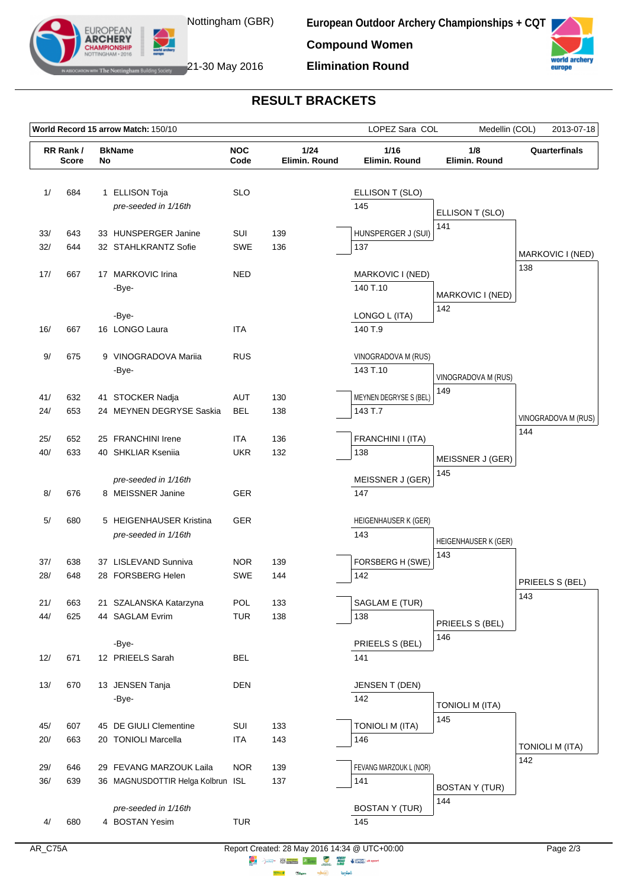Nottingham (GBR)

21-30 May 2016

**European Outdoor Archery Championships + CQT**

**Compound Women**

**Elimination Round**

## RESULT BRACKETS

**World Record 15 arrow Match:** 150/10 — LOPEZ Sara COL — Medellin (COL) — 2013-07-18

| RR Rank / Score | | BkName No | | NOC Code | 1/24 Elimin. Round | 1/16 Elimin. Round | 1/8 Elimin. Round | Quarterfinals |
|---|---|---|---|---|---|---|---|---|
| 1/ | 684 | 1 | ELLISON Toja | SLO | | ELLISON T (SLO) 145 | ELLISON T (SLO) 141 | MARKOVIC I (NED) 138 |
| | | | *pre-seeded in 1/16th* | | | | | |
| 33/ | 643 | 33 | HUNSPERGER Janine | SUI | 139 | HUNSPERGER J (SUI) 137 | | |
| 32/ | 644 | 32 | STAHLKRANTZ Sofie | SWE | 136 | | | |
| 17/ | 667 | 17 | MARKOVIC Irina | NED | | MARKOVIC I (NED) 140 T.10 | MARKOVIC I (NED) 142 | |
| | | | -Bye- | | | | | |
| | | | -Bye- | | | LONGO L (ITA) 140 T.9 | | |
| 16/ | 667 | 16 | LONGO Laura | ITA | | | | |
| 9/ | 675 | 9 | VINOGRADOVA Mariia | RUS | | VINOGRADOVA M (RUS) 143 T.10 | VINOGRADOVA M (RUS) 149 | VINOGRADOVA M (RUS) 144 |
| | | | -Bye- | | | | | |
| 41/ | 632 | 41 | STOCKER Nadja | AUT | 130 | MEYNEN DEGRYSE S (BEL) 143 T.7 | | |
| 24/ | 653 | 24 | MEYNEN DEGRYSE Saskia | BEL | 138 | | | |
| 25/ | 652 | 25 | FRANCHINI Irene | ITA | 136 | FRANCHINI I (ITA) 138 | MEISSNER J (GER) 145 | |
| 40/ | 633 | 40 | SHKLIAR Ksenija | UKR | 132 | | | |
| | | | *pre-seeded in 1/16th* | | | MEISSNER J (GER) 147 | | |
| 8/ | 676 | 8 | MEISSNER Janine | GER | | | | |
| 5/ | 680 | 5 | HEIGENHAUSER Kristina | GER | | HEIGENHAUSER K (GER) 143 | HEIGENHAUSER K (GER) 143 | PRIEELS S (BEL) 143 |
| | | | *pre-seeded in 1/16th* | | | | | |
| 37/ | 638 | 37 | LISLEVAND Sunniva | NOR | 139 | FORSBERG H (SWE) 142 | | |
| 28/ | 648 | 28 | FORSBERG Helen | SWE | 144 | | | |
| 21/ | 663 | 21 | SZALANSKA Katarzyna | POL | 133 | SAGLAM E (TUR) 138 | PRIEELS S (BEL) 146 | |
| 44/ | 625 | 44 | SAGLAM Evrim | TUR | 138 | | | |
| | | | -Bye- | | | PRIEELS S (BEL) 141 | | |
| 12/ | 671 | 12 | PRIEELS Sarah | BEL | | | | |
| 13/ | 670 | 13 | JENSEN Tanja | DEN | | JENSEN T (DEN) 142 | TONIOLI M (ITA) 145 | TONIOLI M (ITA) 142 |
| | | | -Bye- | | | | | |
| 45/ | 607 | 45 | DE GIULI Clementine | SUI | 133 | TONIOLI M (ITA) 146 | | |
| 20/ | 663 | 20 | TONIOLI Marcella | ITA | 143 | | | |
| 29/ | 646 | 29 | FEVANG MARZOUK Laila | NOR | 139 | FEVANG MARZOUK L (NOR) 141 | BOSTAN Y (TUR) 144 | |
| 36/ | 639 | 36 | MAGNUSDOTTIR Helga Kolbrun | ISL | 137 | | | |
| | | | *pre-seeded in 1/16th* | | | BOSTAN Y (TUR) 145 | | |
| 4/ | 680 | 4 | BOSTAN Yesim | TUR | | | | |

AR_C75A — Report Created: 28 May 2016 14:34 @ UTC+00:00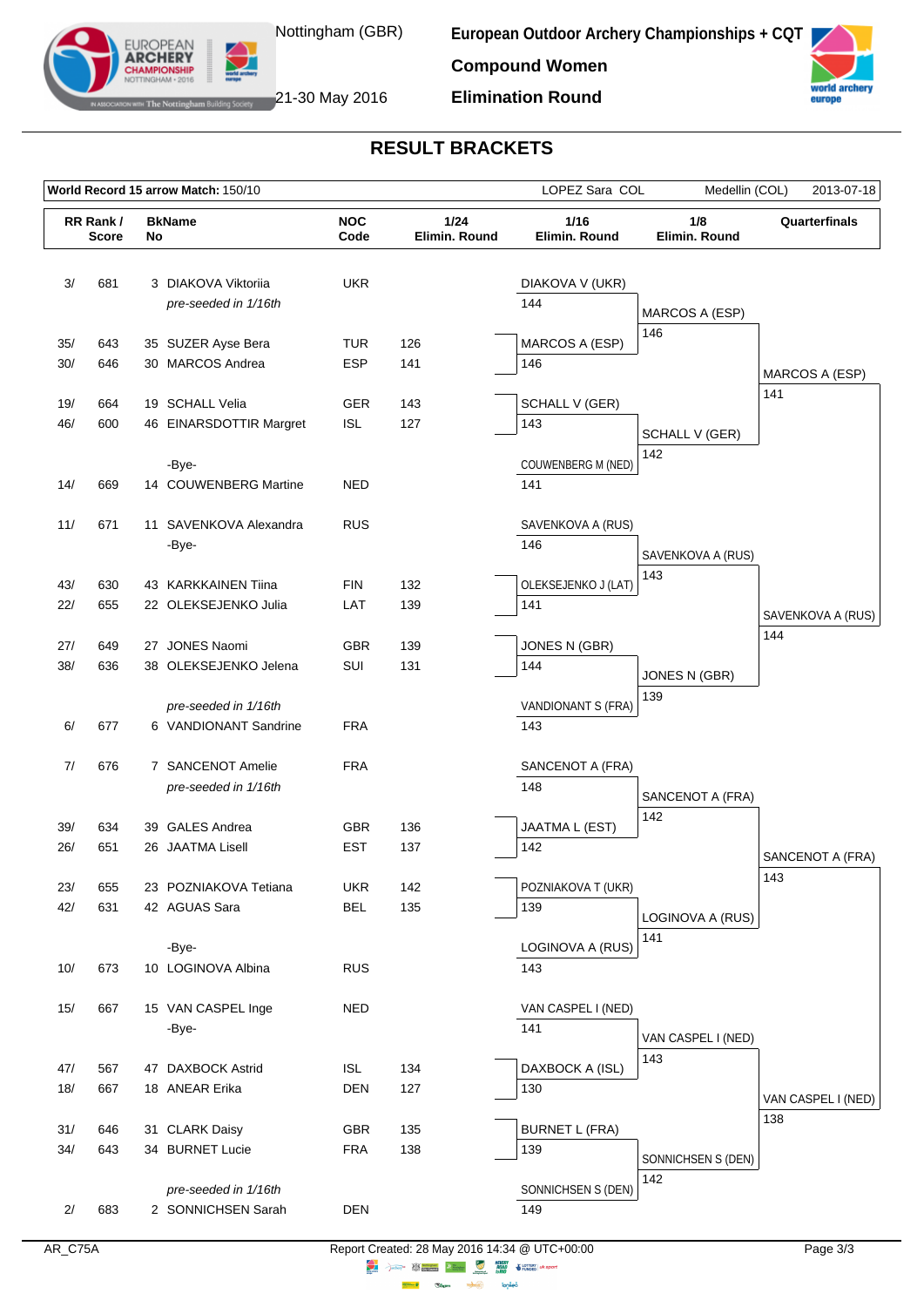Nottingham (GBR)

21-30 May 2016

**European Outdoor Archery Championships + CQT**

**Compound Women**

**Elimination Round**

## RESULT BRACKETS

**World Record 15 arrow Match:** 150/10 — LOPEZ Sara COL — Medellin (COL) — 2013-07-18

| RR Rank / | Score | BkName No | | NOC Code | 1/24 Elimin. Round | 1/16 Elimin. Round | 1/8 Elimin. Round | Quarterfinals |
|---|---|---|---|---|---|---|---|---|
| 3/ | 681 | 3 | DIAKOVA Viktoriia | UKR | | DIAKOVA V (UKR) 144 | | |
| | | | *pre-seeded in 1/16th* | | | | MARCOS A (ESP) 146 | |
| 35/ | 643 | 35 | SUZER Ayse Bera | TUR | 126 | MARCOS A (ESP) | | |
| 30/ | 646 | 30 | MARCOS Andrea | ESP | 141 | 146 | | MARCOS A (ESP) 141 |
| 19/ | 664 | 19 | SCHALL Velia | GER | 143 | SCHALL V (GER) | | |
| 46/ | 600 | 46 | EINARSDOTTIR Margret | ISL | 127 | 143 | SCHALL V (GER) 142 | |
| | | | -Bye- | | | COUWENBERG M (NED) | | |
| 14/ | 669 | 14 | COUWENBERG Martine | NED | | 141 | | |
| 11/ | 671 | 11 | SAVENKOVA Alexandra | RUS | | SAVENKOVA A (RUS) 146 | | |
| | | | -Bye- | | | | SAVENKOVA A (RUS) 143 | |
| 43/ | 630 | 43 | KARKKAINEN Tiina | FIN | 132 | OLEKSEJENKO J (LAT) | | |
| 22/ | 655 | 22 | OLEKSEJENKO Julia | LAT | 139 | 141 | | SAVENKOVA A (RUS) 144 |
| 27/ | 649 | 27 | JONES Naomi | GBR | 139 | JONES N (GBR) | | |
| 38/ | 636 | 38 | OLEKSEJENKO Jelena | SUI | 131 | 144 | JONES N (GBR) 139 | |
| | | | *pre-seeded in 1/16th* | | | VANDIONANT S (FRA) | | |
| 6/ | 677 | 6 | VANDIONANT Sandrine | FRA | | 143 | | |
| 7/ | 676 | 7 | SANCENOT Amelie | FRA | | SANCENOT A (FRA) 148 | | |
| | | | *pre-seeded in 1/16th* | | | | SANCENOT A (FRA) 142 | |
| 39/ | 634 | 39 | GALES Andrea | GBR | 136 | JAATMA L (EST) | | |
| 26/ | 651 | 26 | JAATMA Lisell | EST | 137 | 142 | | SANCENOT A (FRA) 143 |
| 23/ | 655 | 23 | POZNIAKOVA Tetiana | UKR | 142 | POZNIAKOVA T (UKR) | | |
| 42/ | 631 | 42 | AGUAS Sara | BEL | 135 | 139 | LOGINOVA A (RUS) 141 | |
| | | | -Bye- | | | LOGINOVA A (RUS) | | |
| 10/ | 673 | 10 | LOGINOVA Albina | RUS | | 143 | | |
| 15/ | 667 | 15 | VAN CASPEL Inge | NED | | VAN CASPEL I (NED) 141 | | |
| | | | -Bye- | | | | VAN CASPEL I (NED) 143 | |
| 47/ | 567 | 47 | DAXBOCK Astrid | ISL | 134 | DAXBOCK A (ISL) | | |
| 18/ | 667 | 18 | ANEAR Erika | DEN | 127 | 130 | | VAN CASPEL I (NED) 138 |
| 31/ | 646 | 31 | CLARK Daisy | GBR | 135 | BURNET L (FRA) | | |
| 34/ | 643 | 34 | BURNET Lucie | FRA | 138 | 139 | SONNICHSEN S (DEN) 142 | |
| | | | *pre-seeded in 1/16th* | | | SONNICHSEN S (DEN) | | |
| 2/ | 683 | 2 | SONNICHSEN Sarah | DEN | | 149 | | |

AR_C75A — Report Created: 28 May 2016 14:34 @ UTC+00:00